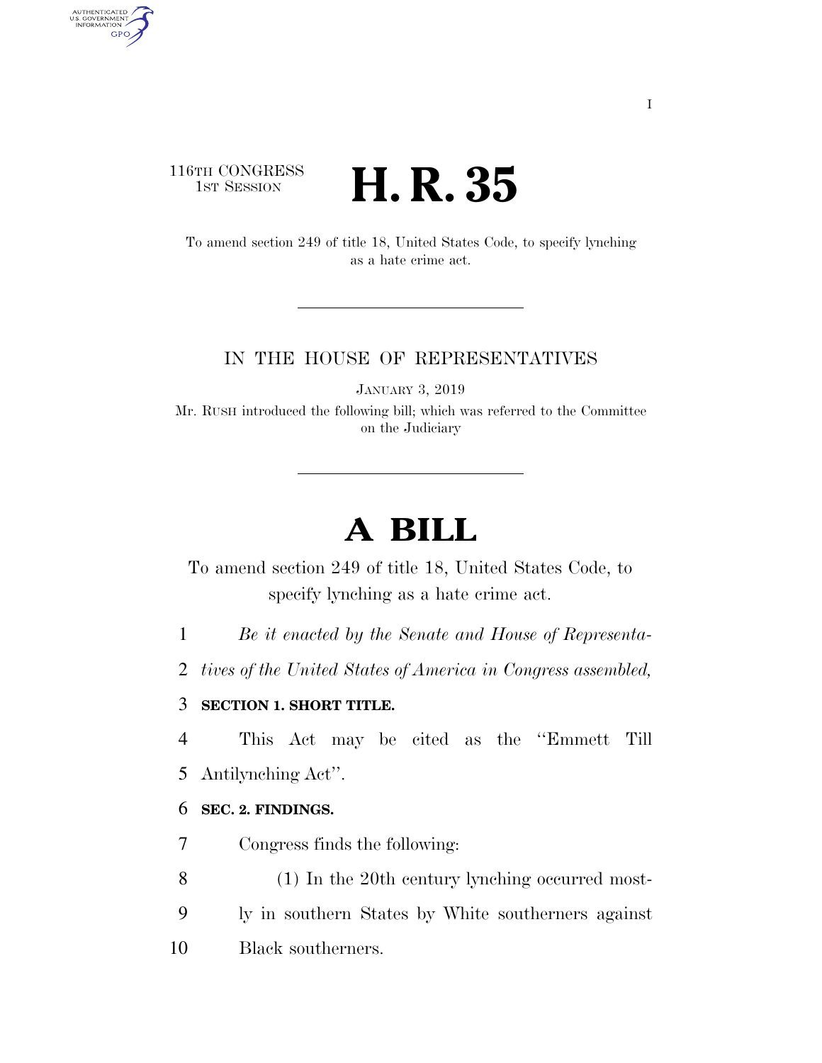116TH CONGRESS
1ST SESSION

# H. R. 35

To amend section 249 of title 18, United States Code, to specify lynching as a hate crime act.

IN THE HOUSE OF REPRESENTATIVES

JANUARY 3, 2019

Mr. RUSH introduced the following bill; which was referred to the Committee on the Judiciary

# A BILL

To amend section 249 of title 18, United States Code, to specify lynching as a hate crime act.

*Be it enacted by the Senate and House of Representatives of the United States of America in Congress assembled,*

**SECTION 1. SHORT TITLE.**

This Act may be cited as the ''Emmett Till Antilynching Act''.

**SEC. 2. FINDINGS.**

Congress finds the following:

(1) In the 20th century lynching occurred mostly in southern States by White southerners against Black southerners.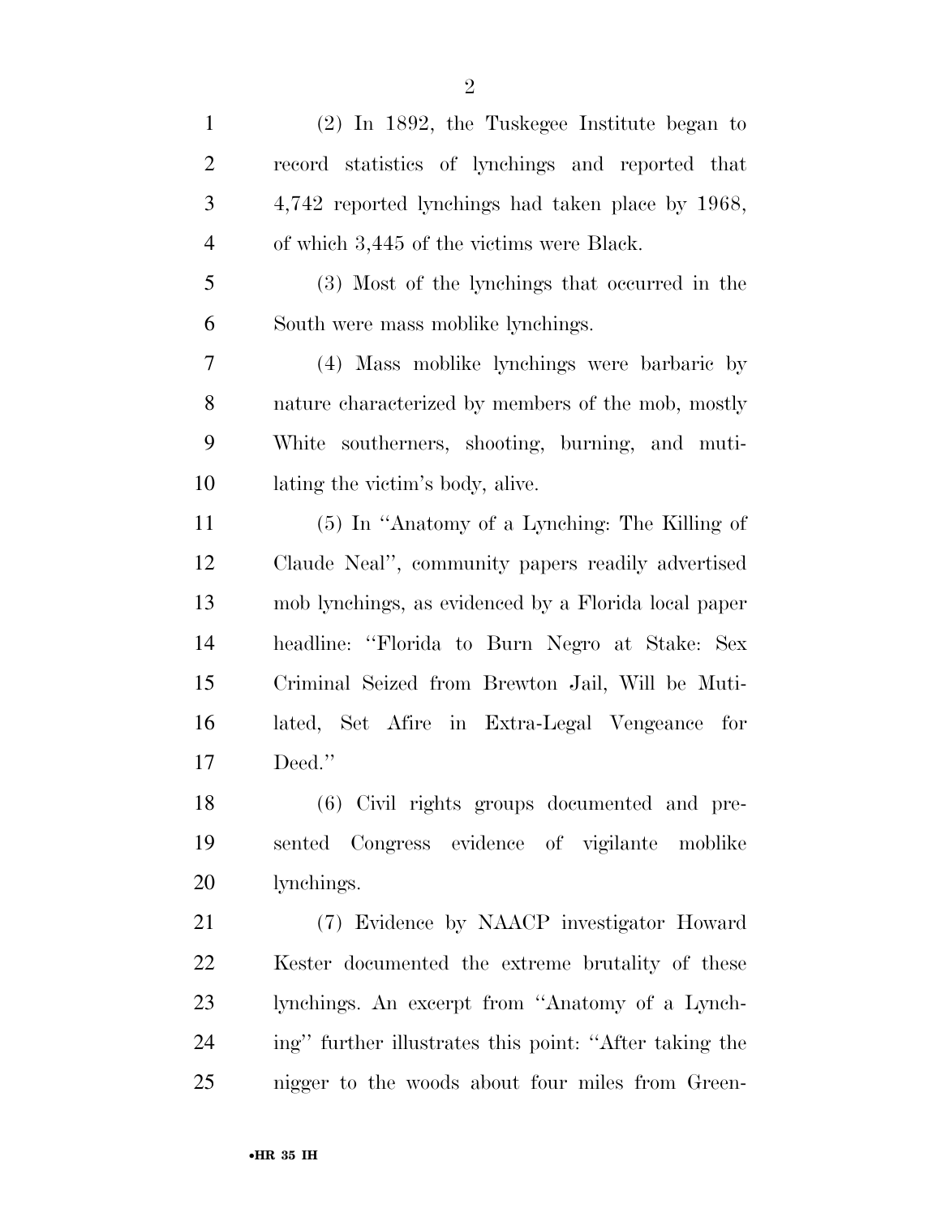(2) In 1892, the Tuskegee Institute began to record statistics of lynchings and reported that 4,742 reported lynchings had taken place by 1968, of which 3,445 of the victims were Black.

(3) Most of the lynchings that occurred in the South were mass moblike lynchings.

(4) Mass moblike lynchings were barbaric by nature characterized by members of the mob, mostly White southerners, shooting, burning, and mutilating the victim's body, alive.

(5) In ''Anatomy of a Lynching: The Killing of Claude Neal'', community papers readily advertised mob lynchings, as evidenced by a Florida local paper headline: ''Florida to Burn Negro at Stake: Sex Criminal Seized from Brewton Jail, Will be Mutilated, Set Afire in Extra-Legal Vengeance for Deed.''

(6) Civil rights groups documented and presented Congress evidence of vigilante moblike lynchings.

(7) Evidence by NAACP investigator Howard Kester documented the extreme brutality of these lynchings. An excerpt from ''Anatomy of a Lynching'' further illustrates this point: ''After taking the nigger to the woods about four miles from Green-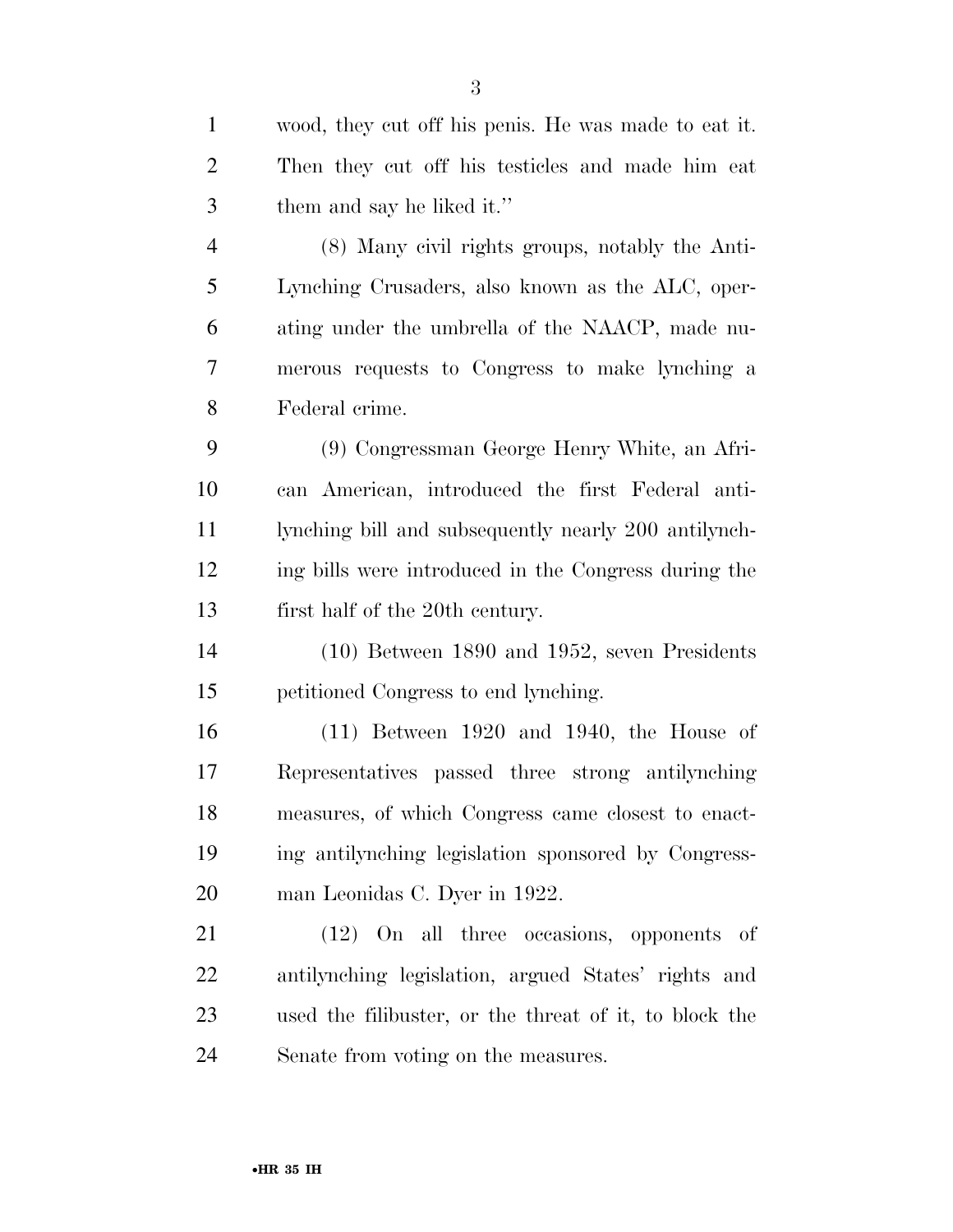wood, they cut off his penis. He was made to eat it. Then they cut off his testicles and made him eat them and say he liked it.''

(8) Many civil rights groups, notably the Anti-Lynching Crusaders, also known as the ALC, operating under the umbrella of the NAACP, made numerous requests to Congress to make lynching a Federal crime.

(9) Congressman George Henry White, an African American, introduced the first Federal anti-lynching bill and subsequently nearly 200 antilynching bills were introduced in the Congress during the first half of the 20th century.

(10) Between 1890 and 1952, seven Presidents petitioned Congress to end lynching.

(11) Between 1920 and 1940, the House of Representatives passed three strong antilynching measures, of which Congress came closest to enacting antilynching legislation sponsored by Congressman Leonidas C. Dyer in 1922.

(12) On all three occasions, opponents of antilynching legislation, argued States' rights and used the filibuster, or the threat of it, to block the Senate from voting on the measures.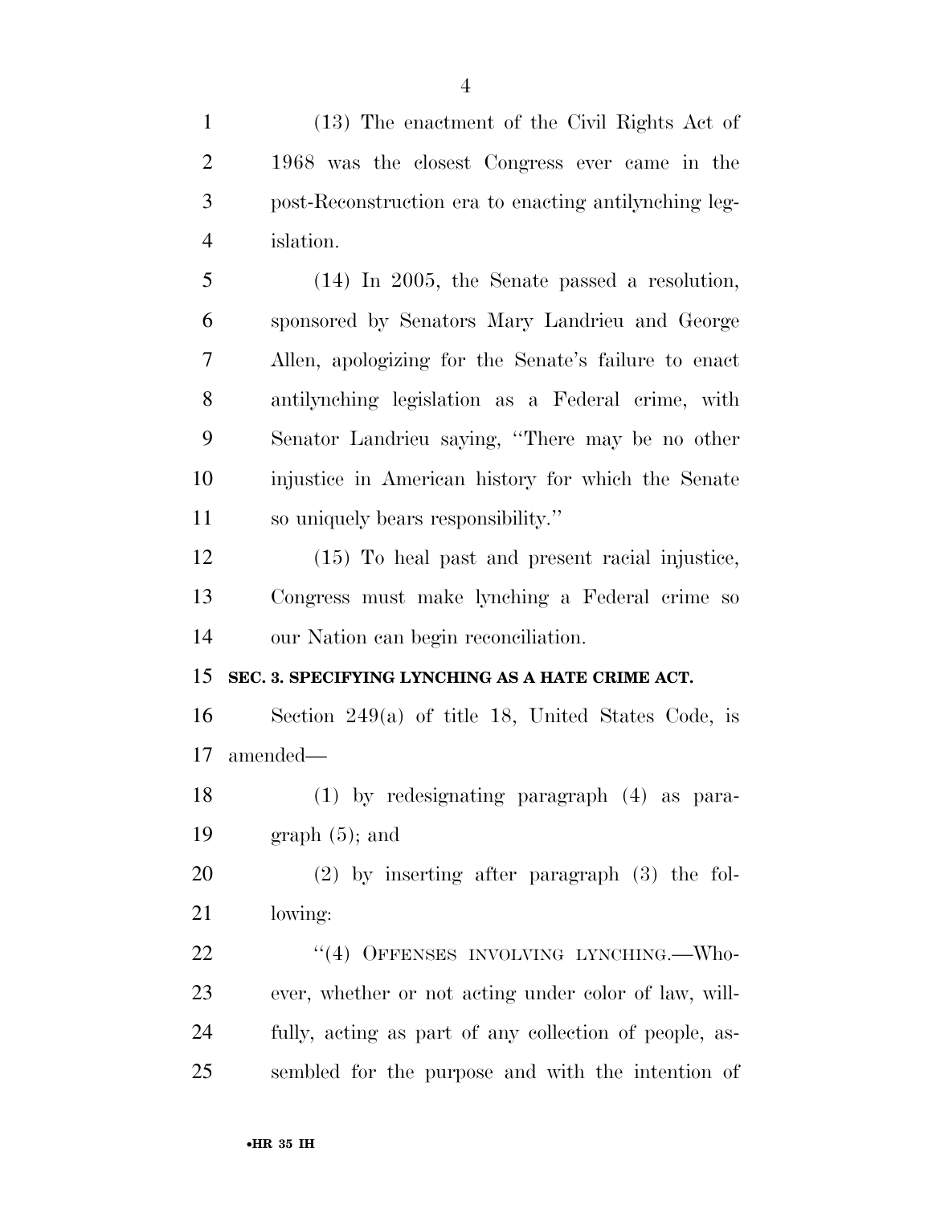(13) The enactment of the Civil Rights Act of 1968 was the closest Congress ever came in the post-Reconstruction era to enacting antilynching legislation.

(14) In 2005, the Senate passed a resolution, sponsored by Senators Mary Landrieu and George Allen, apologizing for the Senate's failure to enact antilynching legislation as a Federal crime, with Senator Landrieu saying, "There may be no other injustice in American history for which the Senate so uniquely bears responsibility."

(15) To heal past and present racial injustice, Congress must make lynching a Federal crime so our Nation can begin reconciliation.

**SEC. 3. SPECIFYING LYNCHING AS A HATE CRIME ACT.**

Section 249(a) of title 18, United States Code, is amended—

(1) by redesignating paragraph (4) as paragraph (5); and

(2) by inserting after paragraph (3) the following:

"(4) OFFENSES INVOLVING LYNCHING.—Whoever, whether or not acting under color of law, willfully, acting as part of any collection of people, assembled for the purpose and with the intention of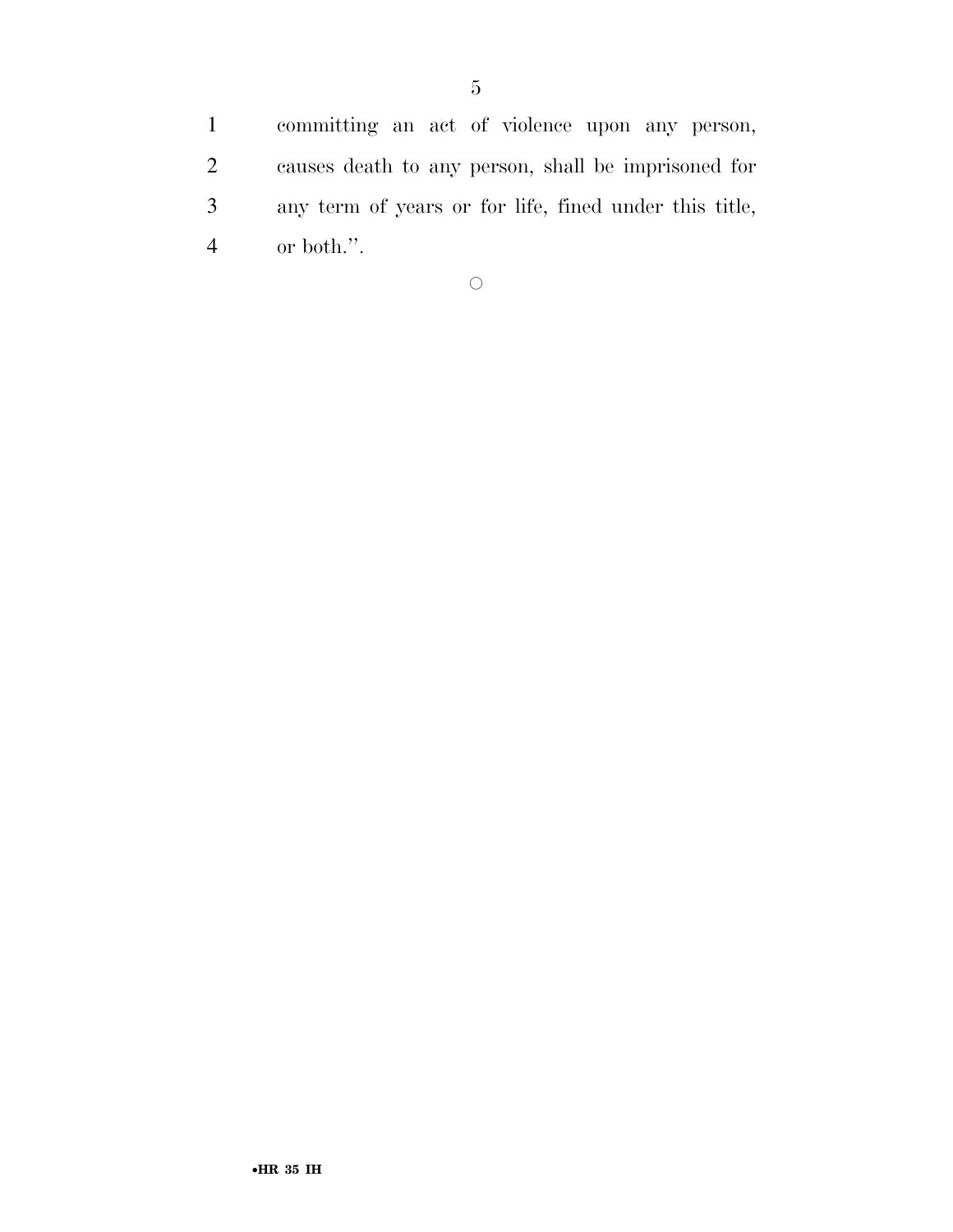committing an act of violence upon any person, causes death to any person, shall be imprisoned for any term of years or for life, fined under this title, or both.''.